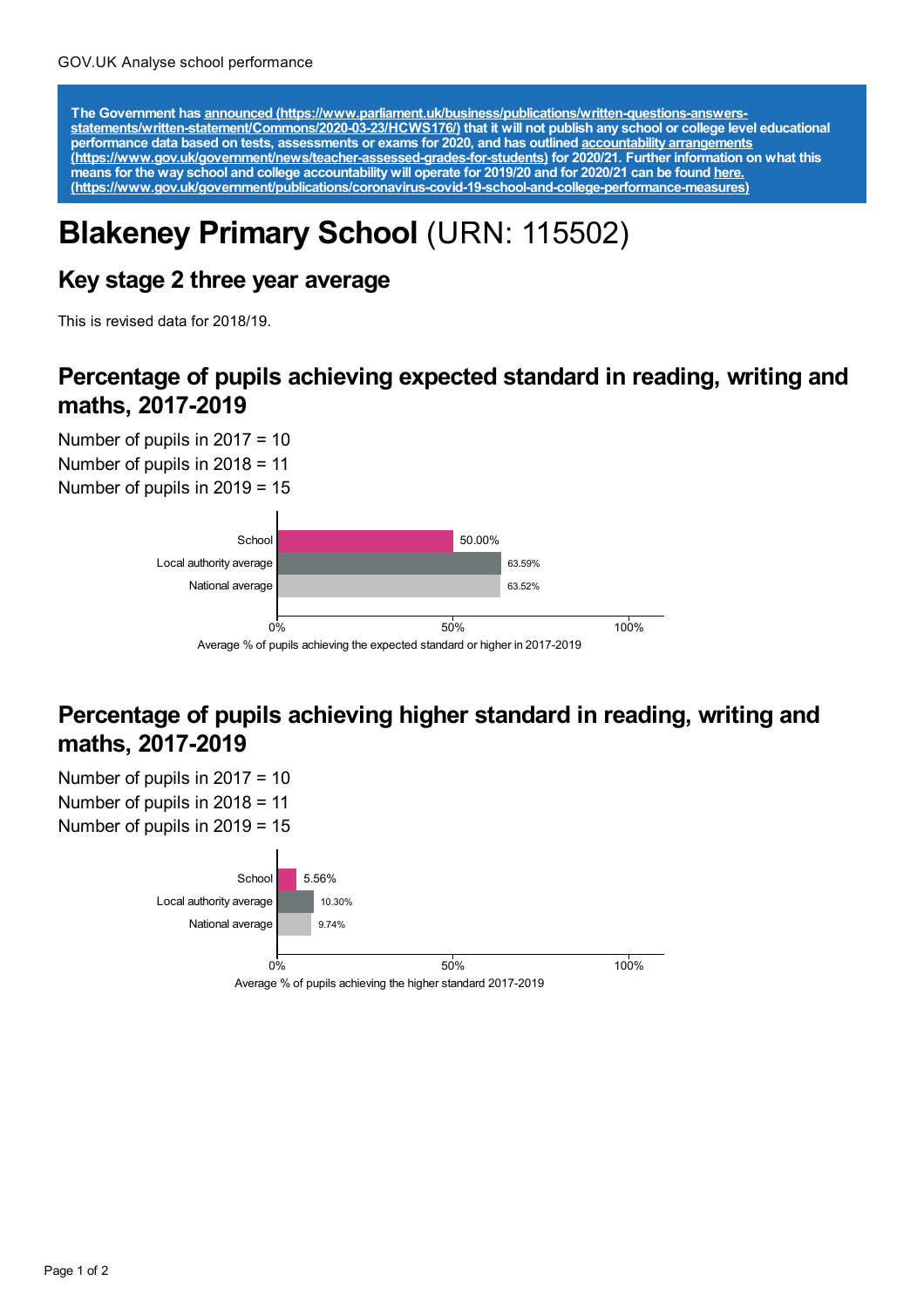GOV.UK Analyse school performance

**The Government has [announced (https://www.parliament.uk/business/publications/written-questions-answers-statements/written-statement/Commons/2020-03-23/HCWS176/)](https://www.parliament.uk/business/publications/written-questions-answers-statements/written-statement/Commons/2020-03-23/HCWS176/) that it will not publish any school or college level educational performance data based on tests, assessments or exams for 2020, and has outlined [accountability arrangements (https://www.gov.uk/government/news/teacher-assessed-grades-for-students)](https://www.gov.uk/government/news/teacher-assessed-grades-for-students) for 2020/21. Further information on what this means for the way school and college accountability will operate for 2019/20 and for 2020/21 can be found [here. (https://www.gov.uk/government/publications/coronavirus-covid-19-school-and-college-performance-measures)](https://www.gov.uk/government/publications/coronavirus-covid-19-school-and-college-performance-measures)**

# Blakeney Primary School (URN: 115502)

## Key stage 2 three year average

This is revised data for 2018/19.

## Percentage of pupils achieving expected standard in reading, writing and maths, 2017-2019

Number of pupils in 2017 = 10
Number of pupils in 2018 = 11
Number of pupils in 2019 = 15

| | Average % of pupils achieving the expected standard or higher in 2017-2019 |
|---|---|
| School | 50.00% |
| Local authority average | 63.59% |
| National average | 63.52% |

## Percentage of pupils achieving higher standard in reading, writing and maths, 2017-2019

Number of pupils in 2017 = 10
Number of pupils in 2018 = 11
Number of pupils in 2019 = 15

| | Average % of pupils achieving the higher standard 2017-2019 |
|---|---|
| School | 5.56% |
| Local authority average | 10.30% |
| National average | 9.74% |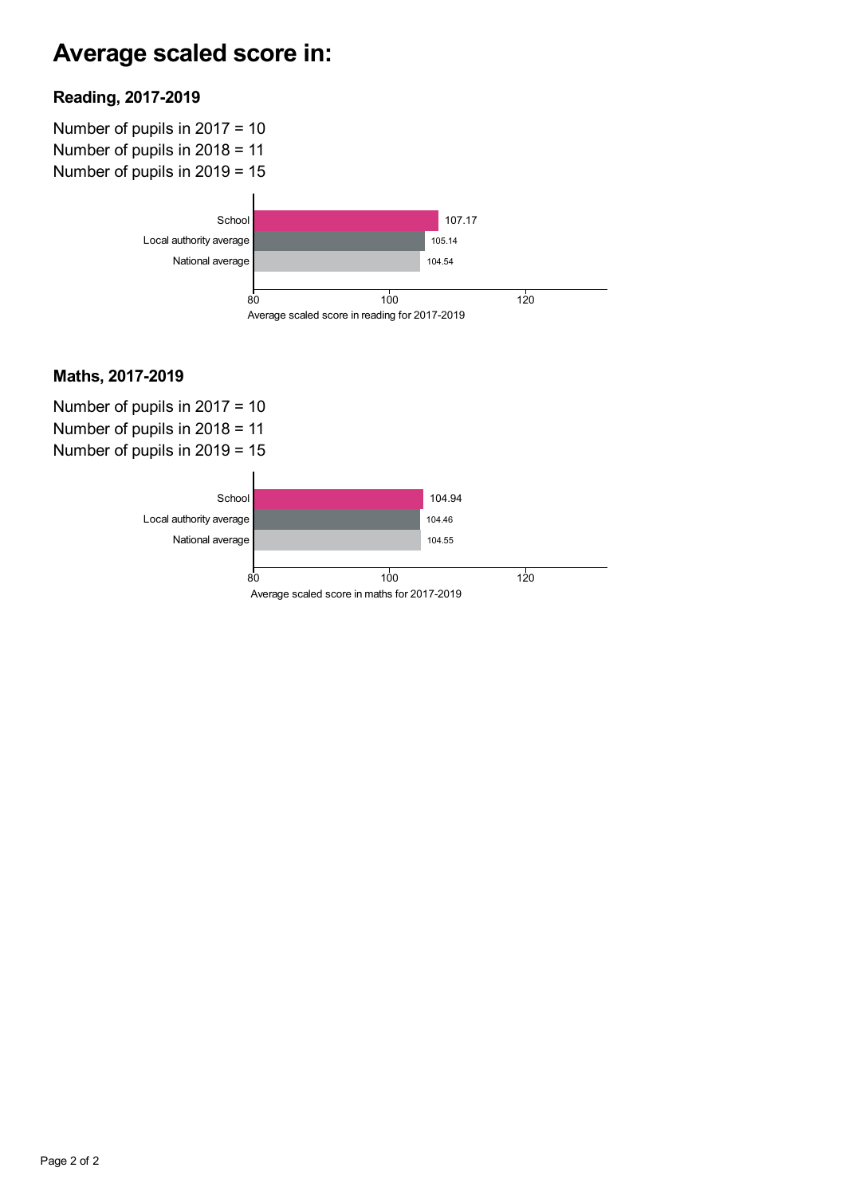# Average scaled score in:

### Reading, 2017-2019

Number of pupils in 2017 = 10
Number of pupils in 2018 = 11
Number of pupils in 2019 = 15

School
Local authority average
National average
107.17
105.14
104.54
80
100
120
Average scaled score in reading for 2017-2019

### Maths, 2017-2019

Number of pupils in 2017 = 10
Number of pupils in 2018 = 11
Number of pupils in 2019 = 15

School
Local authority average
National average
104.94
104.46
104.55
80
100
120
Average scaled score in maths for 2017-2019